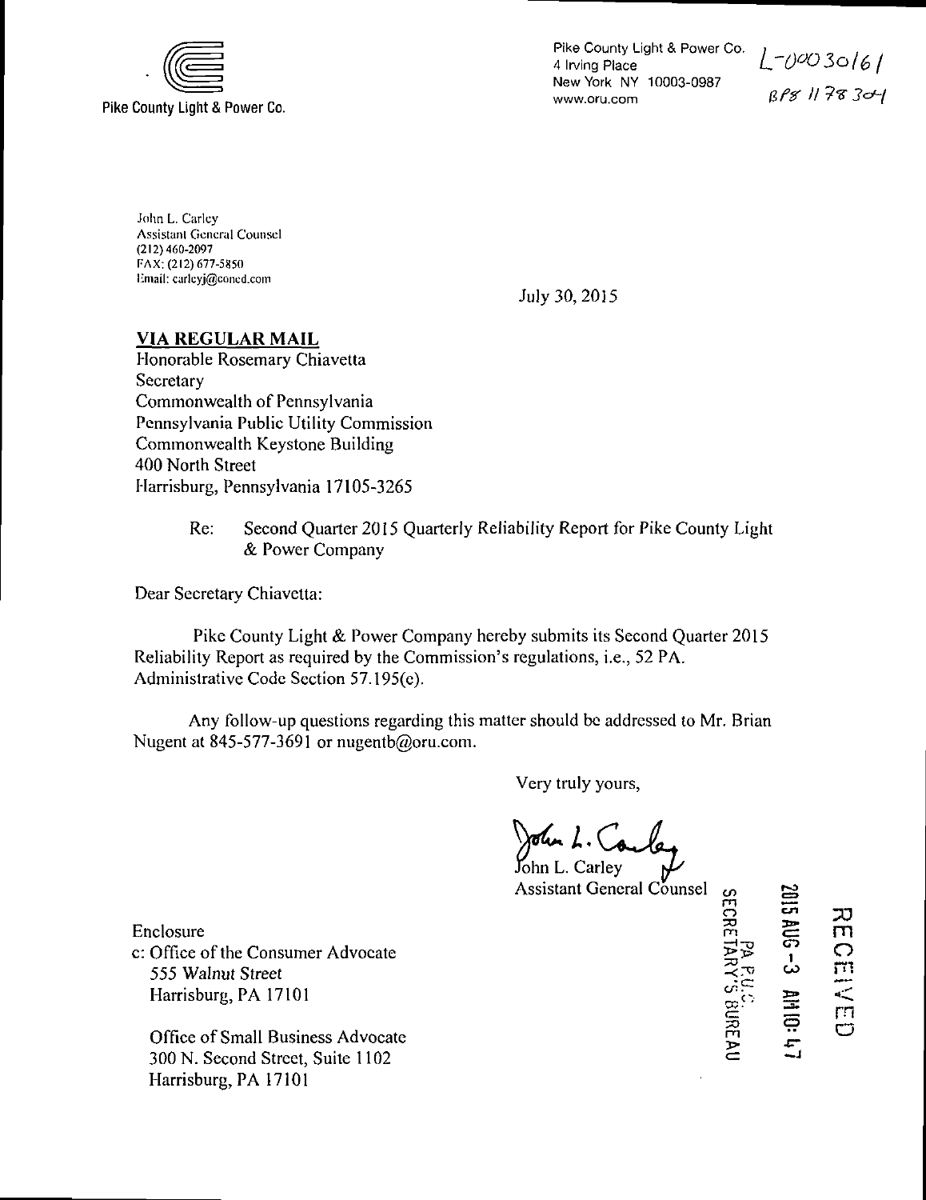Pike County Light & Power Co.

Pike County Light & Power Co.
4 Irving Place
New York NY 10003-0987
www.oru.com

L-00030161
BPS 1178304

John L. Carley
Assistant General Counsel
(212) 460-2097
FAX: (212) 677-5850
Email: carleyj@coned.com

July 30, 2015

**VIA REGULAR MAIL**
Honorable Rosemary Chiavetta
Secretary
Commonwealth of Pennsylvania
Pennsylvania Public Utility Commission
Commonwealth Keystone Building
400 North Street
Harrisburg, Pennsylvania 17105-3265

Re: Second Quarter 2015 Quarterly Reliability Report for Pike County Light & Power Company

Dear Secretary Chiavetta:

Pike County Light & Power Company hereby submits its Second Quarter 2015 Reliability Report as required by the Commission's regulations, i.e., 52 PA. Administrative Code Section 57.195(e).

Any follow-up questions regarding this matter should be addressed to Mr. Brian Nugent at 845-577-3691 or nugentb@oru.com.

Very truly yours,

John L. Carley
Assistant General Counsel

RECEIVED
2015 AUG -3 AM 10:47
PA P.U.C.
SECRETARY'S BUREAU

Enclosure
c: Office of the Consumer Advocate
555 Walnut Street
Harrisburg, PA 17101

Office of Small Business Advocate
300 N. Second Street, Suite 1102
Harrisburg, PA 17101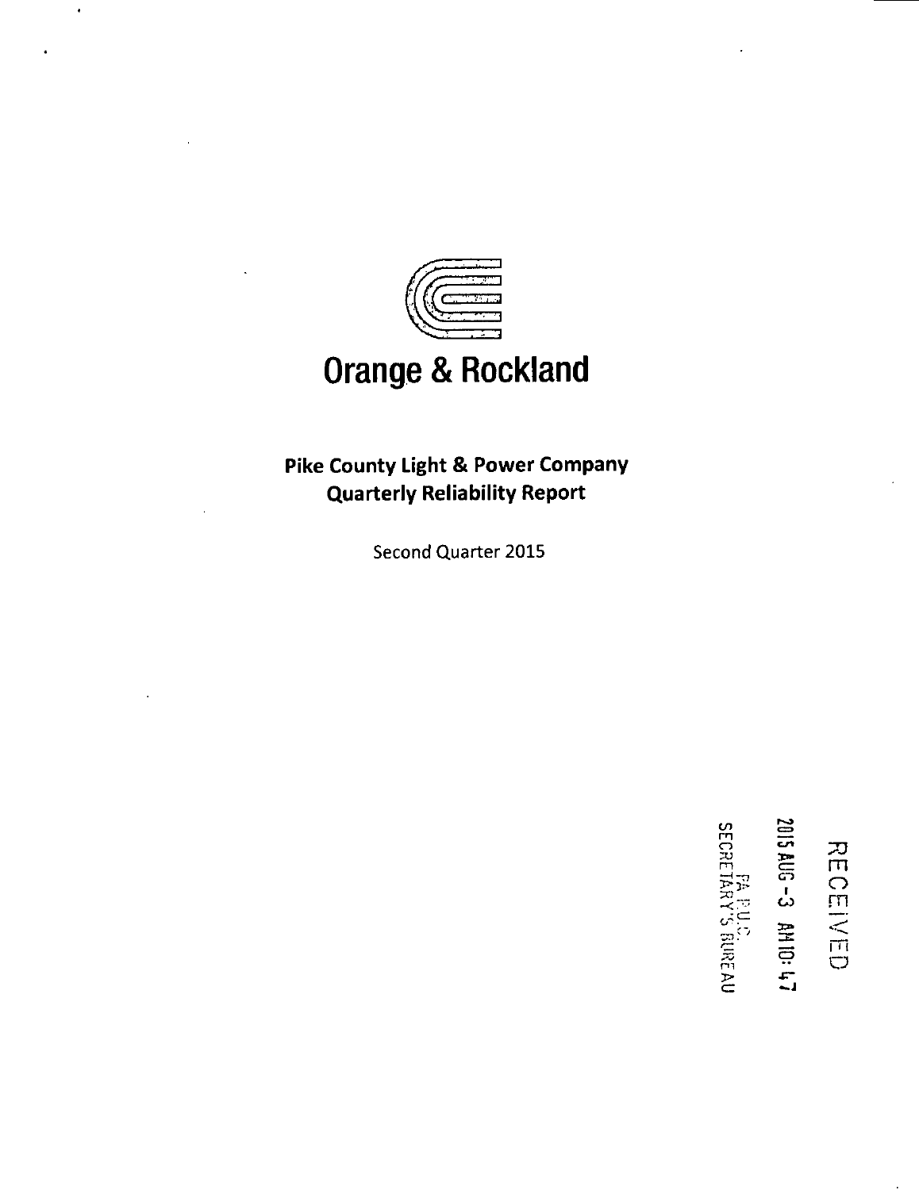# Orange & Rockland

**Pike County Light & Power Company**
**Quarterly Reliability Report**

Second Quarter 2015

RECEIVED

2015 AUG -3 AM 10:47

PA P.U.C.
SECRETARY'S BUREAU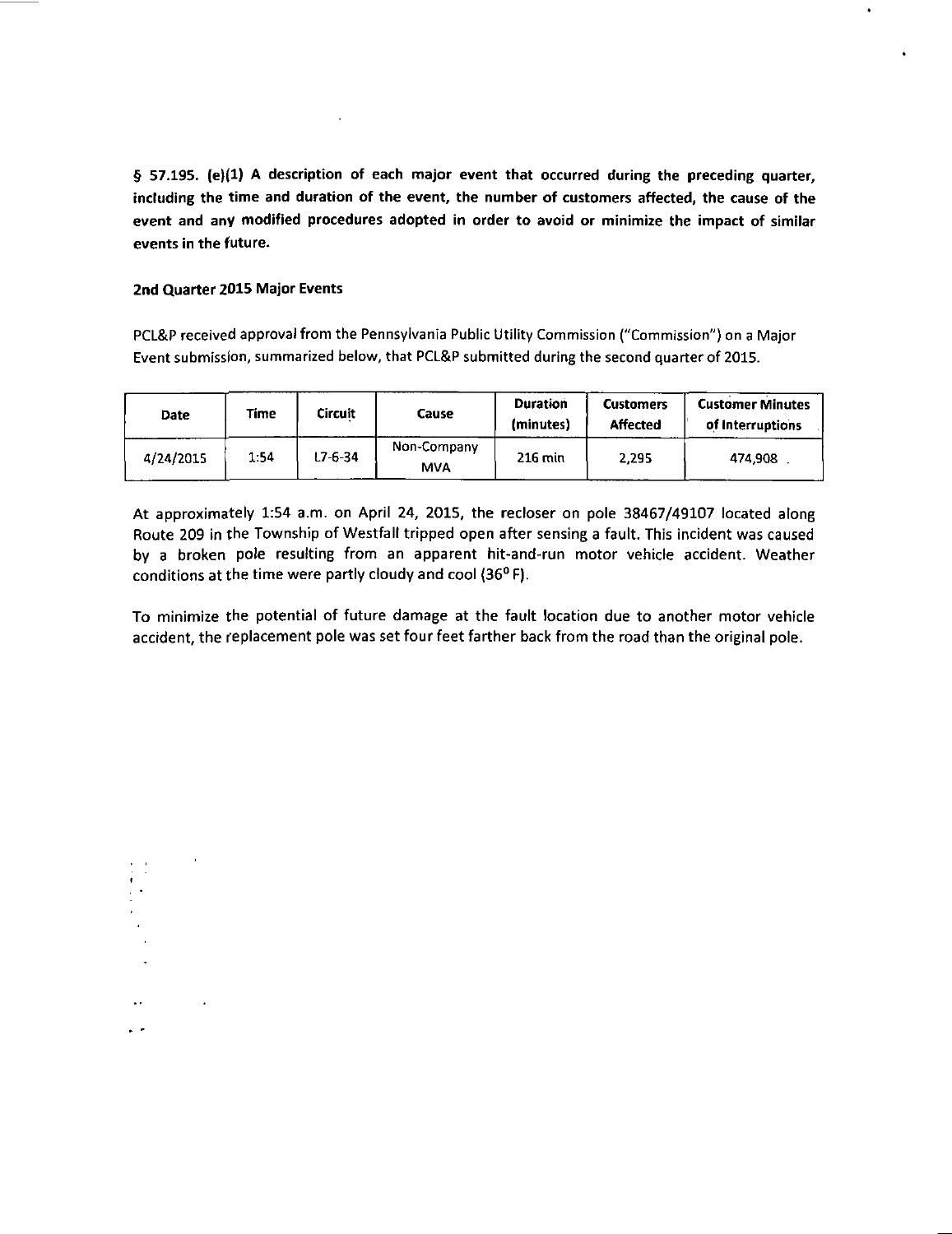**§ 57.195. (e)(1) A description of each major event that occurred during the preceding quarter, including the time and duration of the event, the number of customers affected, the cause of the event and any modified procedures adopted in order to avoid or minimize the impact of similar events in the future.**

**2nd Quarter 2015 Major Events**

PCL&P received approval from the Pennsylvania Public Utility Commission ("Commission") on a Major Event submission, summarized below, that PCL&P submitted during the second quarter of 2015.

| Date | Time | Circuit | Cause | Duration (minutes) | Customers Affected | Customer Minutes of Interruptions |
|---|---|---|---|---|---|---|
| 4/24/2015 | 1:54 | L7-6-34 | Non-Company MVA | 216 min | 2,295 | 474,908 |

At approximately 1:54 a.m. on April 24, 2015, the recloser on pole 38467/49107 located along Route 209 in the Township of Westfall tripped open after sensing a fault. This incident was caused by a broken pole resulting from an apparent hit-and-run motor vehicle accident. Weather conditions at the time were partly cloudy and cool (36° F).

To minimize the potential of future damage at the fault location due to another motor vehicle accident, the replacement pole was set four feet farther back from the road than the original pole.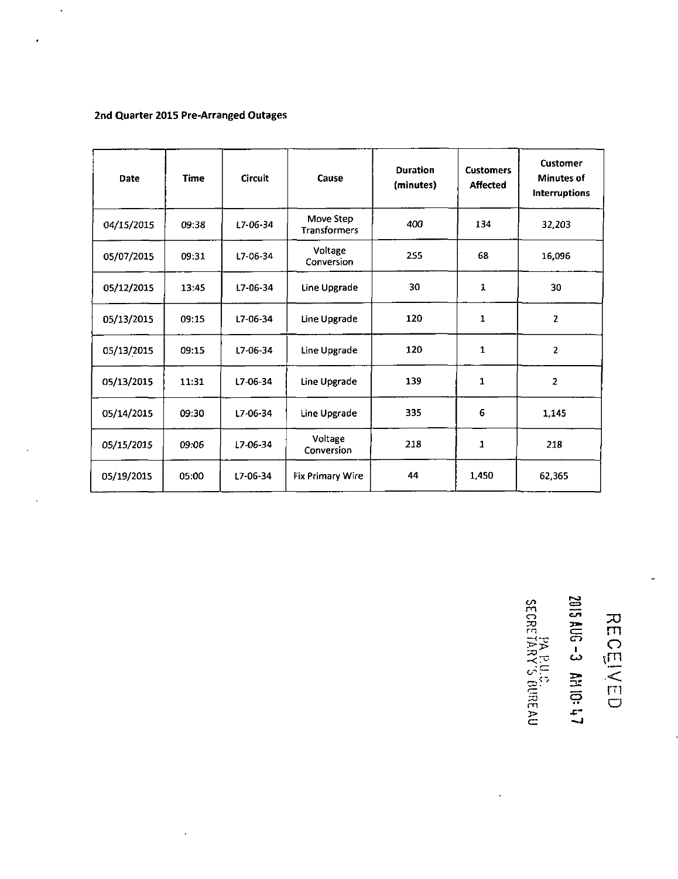**2nd Quarter 2015 Pre-Arranged Outages**

| Date | Time | Circuit | Cause | Duration (minutes) | Customers Affected | Customer Minutes of Interruptions |
|---|---|---|---|---|---|---|
| 04/15/2015 | 09:38 | L7-06-34 | Move Step Transformers | 400 | 134 | 32,203 |
| 05/07/2015 | 09:31 | L7-06-34 | Voltage Conversion | 255 | 68 | 16,096 |
| 05/12/2015 | 13:45 | L7-06-34 | Line Upgrade | 30 | 1 | 30 |
| 05/13/2015 | 09:15 | L7-06-34 | Line Upgrade | 120 | 1 | 2 |
| 05/13/2015 | 09:15 | L7-06-34 | Line Upgrade | 120 | 1 | 2 |
| 05/13/2015 | 11:31 | L7-06-34 | Line Upgrade | 139 | 1 | 2 |
| 05/14/2015 | 09:30 | L7-06-34 | Line Upgrade | 335 | 6 | 1,145 |
| 05/15/2015 | 09:06 | L7-06-34 | Voltage Conversion | 218 | 1 | 218 |
| 05/19/2015 | 05:00 | L7-06-34 | Fix Primary Wire | 44 | 1,450 | 62,365 |

RECEIVED
2015 AUG -3 AM 10:47
PA P.U.C.
SECRETARY'S BUREAU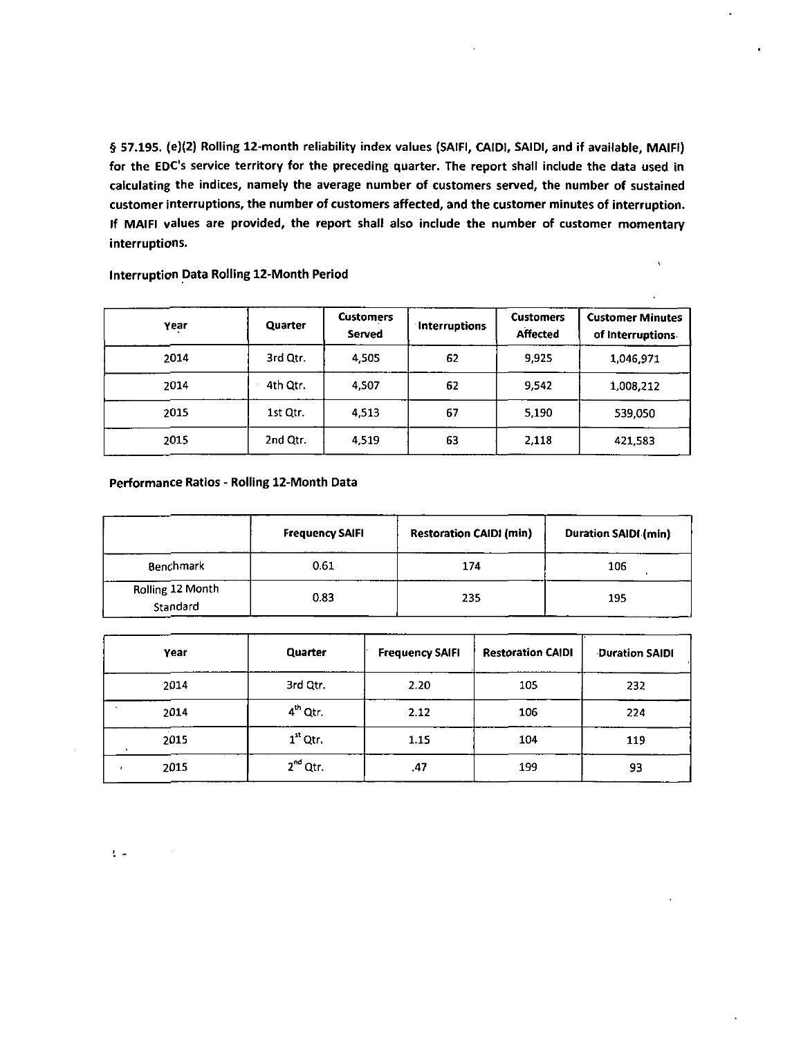**§ 57.195. (e)(2) Rolling 12-month reliability index values (SAIFI, CAIDI, SAIDI, and if available, MAIFI) for the EDC's service territory for the preceding quarter. The report shall include the data used in calculating the indices, namely the average number of customers served, the number of sustained customer interruptions, the number of customers affected, and the customer minutes of interruption. If MAIFI values are provided, the report shall also include the number of customer momentary interruptions.**

**Interruption Data Rolling 12-Month Period**

| Year | Quarter | Customers Served | Interruptions | Customers Affected | Customer Minutes of Interruptions |
|---|---|---|---|---|---|
| 2014 | 3rd Qtr. | 4,505 | 62 | 9,925 | 1,046,971 |
| 2014 | 4th Qtr. | 4,507 | 62 | 9,542 | 1,008,212 |
| 2015 | 1st Qtr. | 4,513 | 67 | 5,190 | 539,050 |
| 2015 | 2nd Qtr. | 4,519 | 63 | 2,118 | 421,583 |

**Performance Ratios - Rolling 12-Month Data**

| | Frequency SAIFI | Restoration CAIDI (min) | Duration SAIDI (min) |
|---|---|---|---|
| Benchmark | 0.61 | 174 | 106 |
| Rolling 12 Month Standard | 0.83 | 235 | 195 |

| Year | Quarter | Frequency SAIFI | Restoration CAIDI | Duration SAIDI |
|---|---|---|---|---|
| 2014 | 3rd Qtr. | 2.20 | 105 | 232 |
| 2014 | 4th Qtr. | 2.12 | 106 | 224 |
| 2015 | 1st Qtr. | 1.15 | 104 | 119 |
| 2015 | 2nd Qtr. | .47 | 199 | 93 |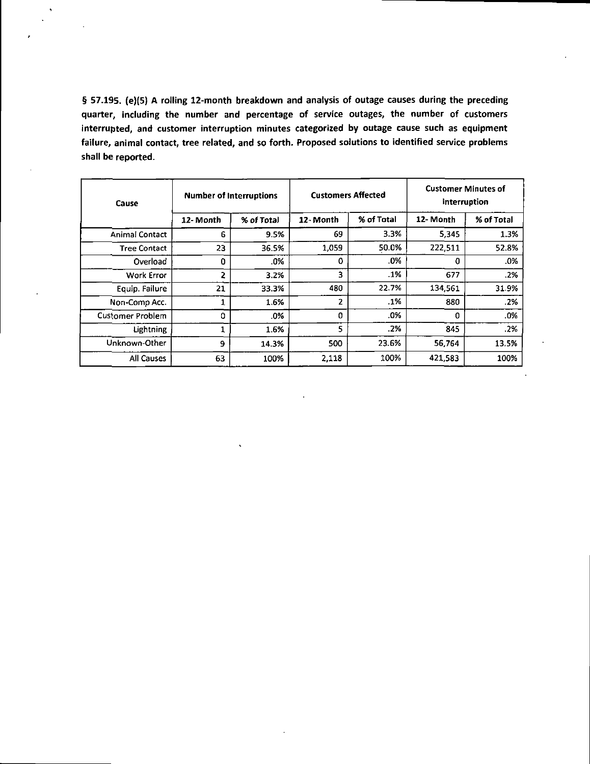**§ 57.195. (e)(5) A rolling 12-month breakdown and analysis of outage causes during the preceding quarter, including the number and percentage of service outages, the number of customers interrupted, and customer interruption minutes categorized by outage cause such as equipment failure, animal contact, tree related, and so forth. Proposed solutions to identified service problems shall be reported.**

| Cause | Number of Interruptions | | Customers Affected | | Customer Minutes of Interruption | |
|---|---|---|---|---|---|---|
| | 12- Month | % of Total | 12- Month | % of Total | 12- Month | % of Total |
| Animal Contact | 6 | 9.5% | 69 | 3.3% | 5,345 | 1.3% |
| Tree Contact | 23 | 36.5% | 1,059 | 50.0% | 222,511 | 52.8% |
| Overload | 0 | .0% | 0 | .0% | 0 | .0% |
| Work Error | 2 | 3.2% | 3 | .1% | 677 | .2% |
| Equip. Failure | 21 | 33.3% | 480 | 22.7% | 134,561 | 31.9% |
| Non-Comp Acc. | 1 | 1.6% | 2 | .1% | 880 | .2% |
| Customer Problem | 0 | .0% | 0 | .0% | 0 | .0% |
| Lightning | 1 | 1.6% | 5 | .2% | 845 | .2% |
| Unknown-Other | 9 | 14.3% | 500 | 23.6% | 56,764 | 13.5% |
| All Causes | 63 | 100% | 2,118 | 100% | 421,583 | 100% |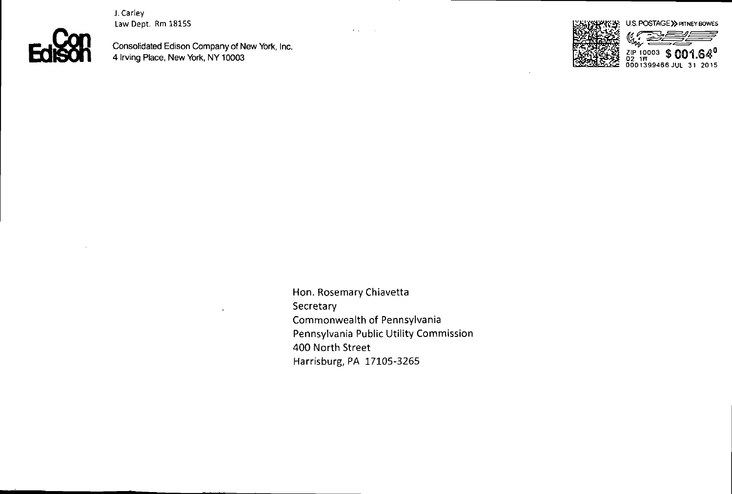J. Carley
Law Dept. Rm 1815S

Con Edison

Consolidated Edison Company of New York, Inc.
4 Irving Place, New York, NY 10003

U.S. POSTAGE PITNEY BOWES

ZIP 10003 $ 001.64[0]
02 1W
0001399466 JUL 31 2015

Hon. Rosemary Chiavetta
Secretary
Commonwealth of Pennsylvania
Pennsylvania Public Utility Commission
400 North Street
Harrisburg, PA 17105-3265